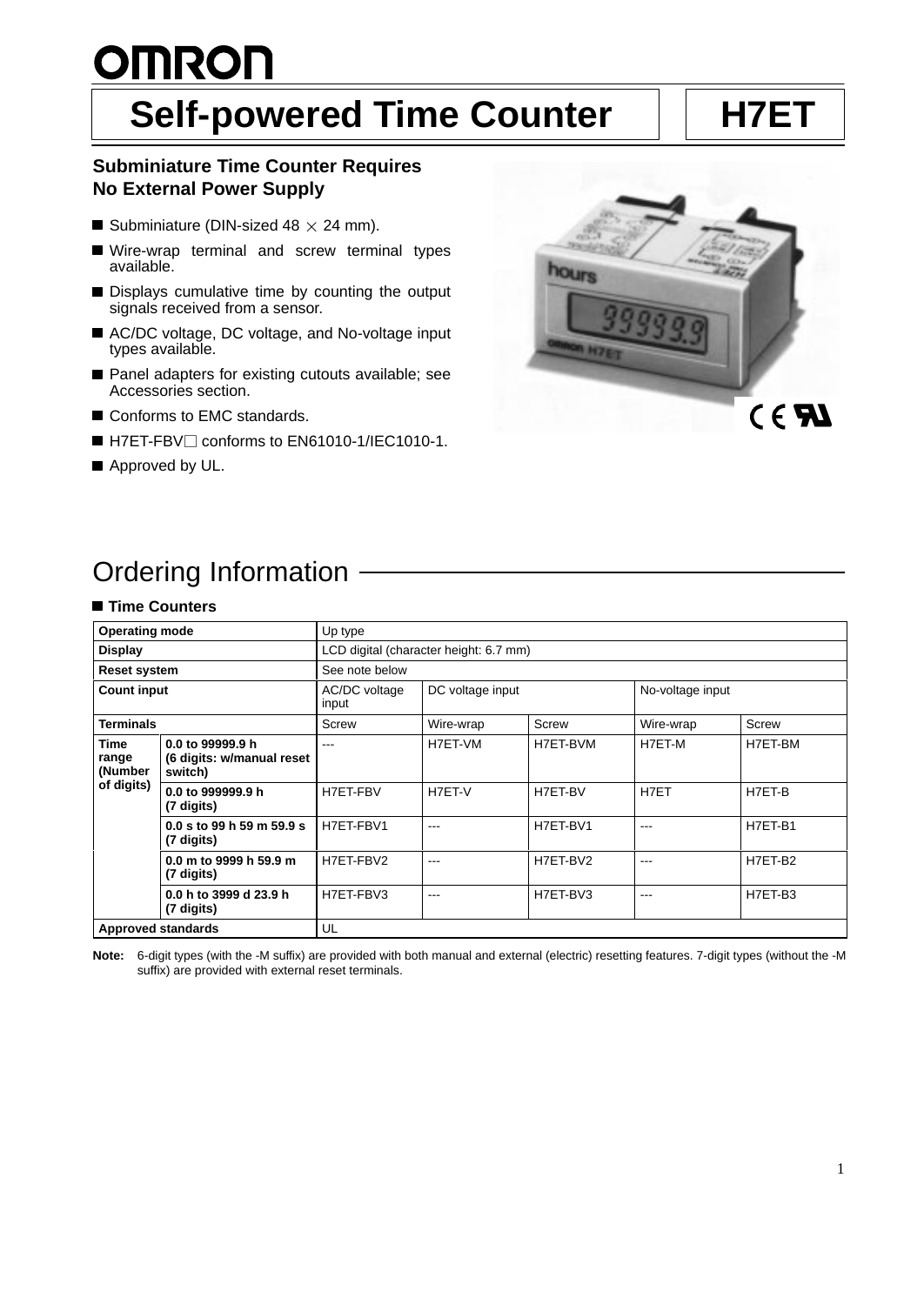# OMRON

# Self-powered Time Counter — H7ET

### Subminiature Time Counter Requires No External Power Supply

- Subminiature (DIN-sized 48 × 24 mm).
- Wire-wrap terminal and screw terminal types available.
- Displays cumulative time by counting the output signals received from a sensor.
- AC/DC voltage, DC voltage, and No-voltage input types available.
- Panel adapters for existing cutouts available; see Accessories section.
- Conforms to EMC standards.
- H7ET-FBV□ conforms to EN61010-1/IEC1010-1.
- Approved by UL.

## Ordering Information

### Time Counters

| | | | | | | |
|---|---|---|---|---|---|---|
| **Operating mode** | | Up type | | | | |
| **Display** | | LCD digital (character height: 6.7 mm) | | | | |
| **Reset system** | | See note below | | | | |
| **Count input** | | AC/DC voltage input | DC voltage input | | No-voltage input | |
| **Terminals** | | Screw | Wire-wrap | Screw | Wire-wrap | Screw |
| **Time range (Number of digits)** | **0.0 to 99999.9 h (6 digits: w/manual reset switch)** | --- | H7ET-VM | H7ET-BVM | H7ET-M | H7ET-BM |
| | **0.0 to 999999.9 h (7 digits)** | H7ET-FBV | H7ET-V | H7ET-BV | H7ET | H7ET-B |
| | **0.0 s to 99 h 59 m 59.9 s (7 digits)** | H7ET-FBV1 | --- | H7ET-BV1 | --- | H7ET-B1 |
| | **0.0 m to 9999 h 59.9 m (7 digits)** | H7ET-FBV2 | --- | H7ET-BV2 | --- | H7ET-B2 |
| | **0.0 h to 3999 d 23.9 h (7 digits)** | H7ET-FBV3 | --- | H7ET-BV3 | --- | H7ET-B3 |
| **Approved standards** | | UL | | | | |

**Note:** 6-digit types (with the -M suffix) are provided with both manual and external (electric) resetting features. 7-digit types (without the -M suffix) are provided with external reset terminals.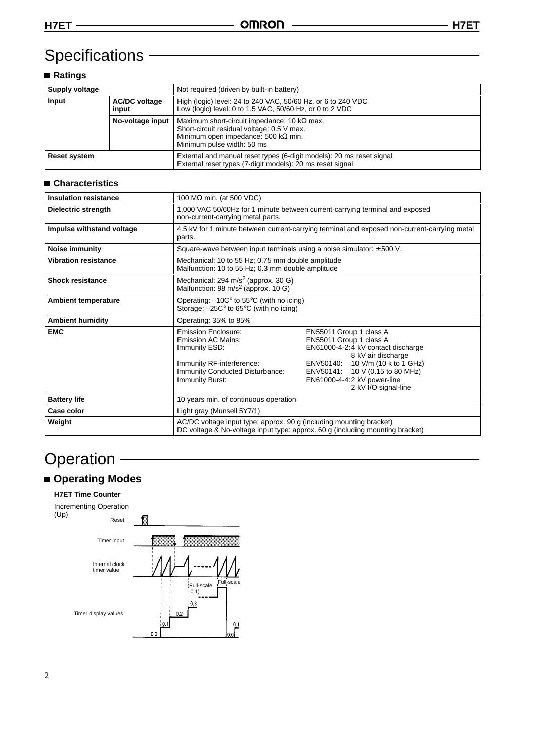# Specifications

## Ratings

| Supply voltage | | Not required (driven by built-in battery) |
|---|---|---|
| Input | AC/DC voltage input | High (logic) level: 24 to 240 VAC, 50/60 Hz, or 6 to 240 VDC<br>Low (logic) level: 0 to 1.5 VAC, 50/60 Hz, or 0 to 2 VDC |
| | No-voltage input | Maximum short-circuit impedance: 10 kΩ max.<br>Short-circuit residual voltage: 0.5 V max.<br>Minimum open impedance: 500 kΩ min.<br>Minimum pulse width: 50 ms |
| Reset system | | External and manual reset types (6-digit models): 20 ms reset signal<br>External reset types (7-digit models): 20 ms reset signal |

## Characteristics

| | |
|---|---|
| **Insulation resistance** | 100 MΩ min. (at 500 VDC) |
| **Dielectric strength** | 1,000 VAC 50/60Hz for 1 minute between current-carrying terminal and exposed non-current-carrying metal parts. |
| **Impulse withstand voltage** | 4.5 kV for 1 minute between current-carrying terminal and exposed non-current-carrying metal parts. |
| **Noise immunity** | Square-wave between input terminals using a noise simulator: ±500 V. |
| **Vibration resistance** | Mechanical: 10 to 55 Hz; 0.75 mm double amplitude<br>Malfunction: 10 to 55 Hz; 0.3 mm double amplitude |
| **Shock resistance** | Mechanical: 294 $m/s^2$ (approx. 30 G)<br>Malfunction: 98 $m/s^2$ (approx. 10 G) |
| **Ambient temperature** | Operating: –10C° to 55°C (with no icing)<br>Storage: –25C° to 65°C (with no icing) |
| **Ambient humidity** | Operating: 35% to 85% |
| **EMC** | Emission Enclosure: EN55011 Group 1 class A<br>Emission AC Mains: EN55011 Group 1 class A<br>Immunity ESD: EN61000-4-2: 4 kV contact discharge, 8 kV air discharge<br>Immunity RF-interference: ENV50140: 10 V/m (10 k to 1 GHz)<br>Immunity Conducted Disturbance: ENV50141: 10 V (0.15 to 80 MHz)<br>Immunity Burst: EN61000-4-4: 2 kV power-line, 2 kV I/O signal-line |
| **Battery life** | 10 years min. of continuous operation |
| **Case color** | Light gray (Munsell 5Y7/1) |
| **Weight** | AC/DC voltage input type: approx. 90 g (including mounting bracket)<br>DC voltage & No-voltage input type: approx. 60 g (including mounting bracket) |

# Operation

## Operating Modes

**H7ET Time Counter**

Incrementing Operation (Up)

Reset

Timer input

Internal clock timer value

(Full-scale –0.1)

Full-scale

Timer display values

0.0
0.1
0.2
0.3
0.0
0.1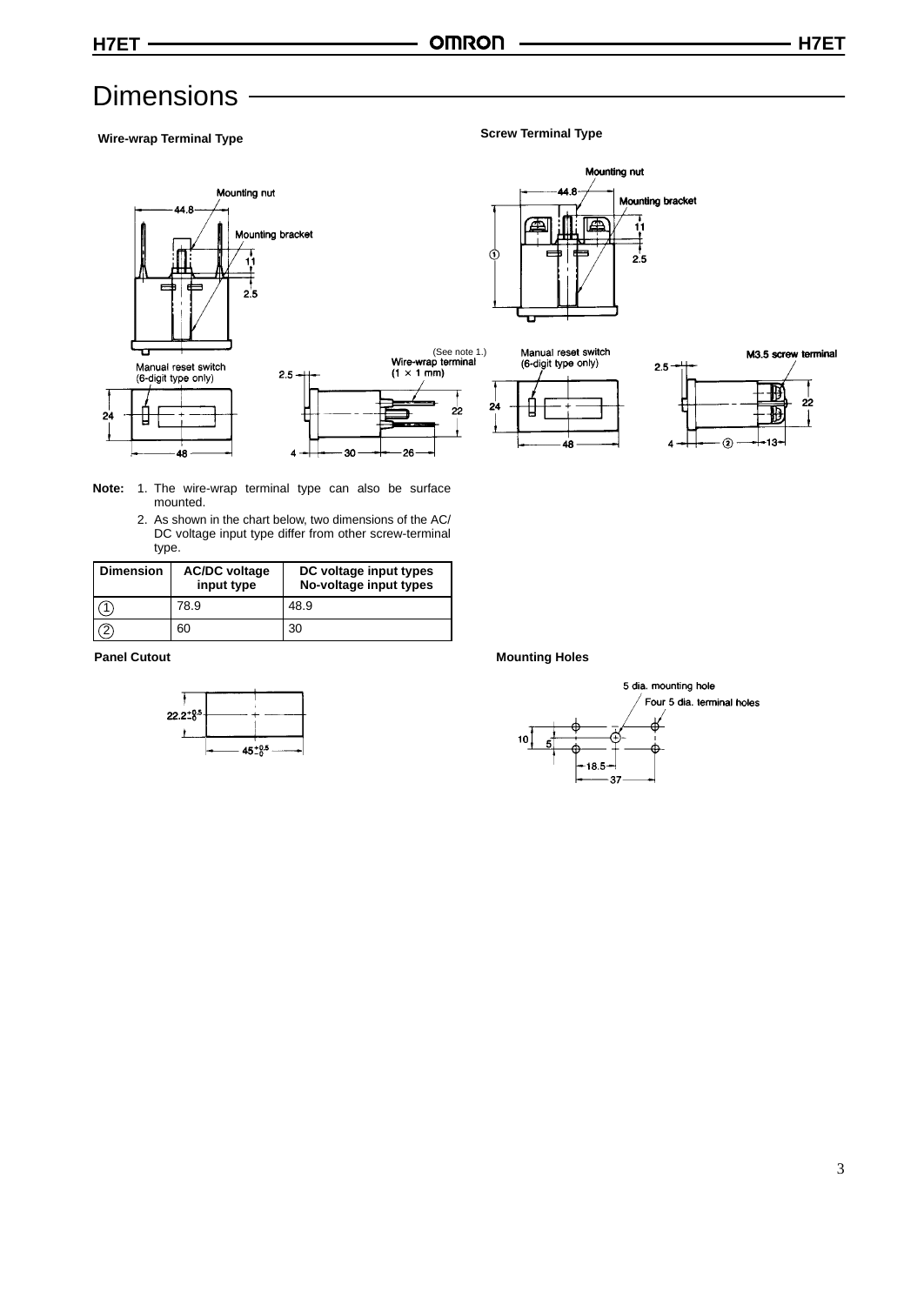# Dimensions

**Wire-wrap Terminal Type**

Mounting nut
44.8
Mounting bracket
11
2.5
Manual reset switch
(6-digit type only)
24
48
2.5
(See note 1.)
Wire-wrap terminal
(1 × 1 mm)
22
4
30
26

**Screw Terminal Type**

Mounting nut
44.8
Mounting bracket
11
①
2.5
Manual reset switch
(6-digit type only)
24
48
2.5
M3.5 screw terminal
22
4
②
13

**Note:** 1. The wire-wrap terminal type can also be surface mounted.

2. As shown in the chart below, two dimensions of the AC/DC voltage input type differ from other screw-terminal type.

| Dimension | AC/DC voltage input type | DC voltage input types No-voltage input types |
|---|---|---|
| ① | 78.9 | 48.9 |
| ② | 60 | 30 |

**Panel Cutout**

$22.2^{+0.5}_{-0}$
$45^{+0.5}_{-0}$

**Mounting Holes**

5 dia. mounting hole
Four 5 dia. terminal holes
10
5
18.5
37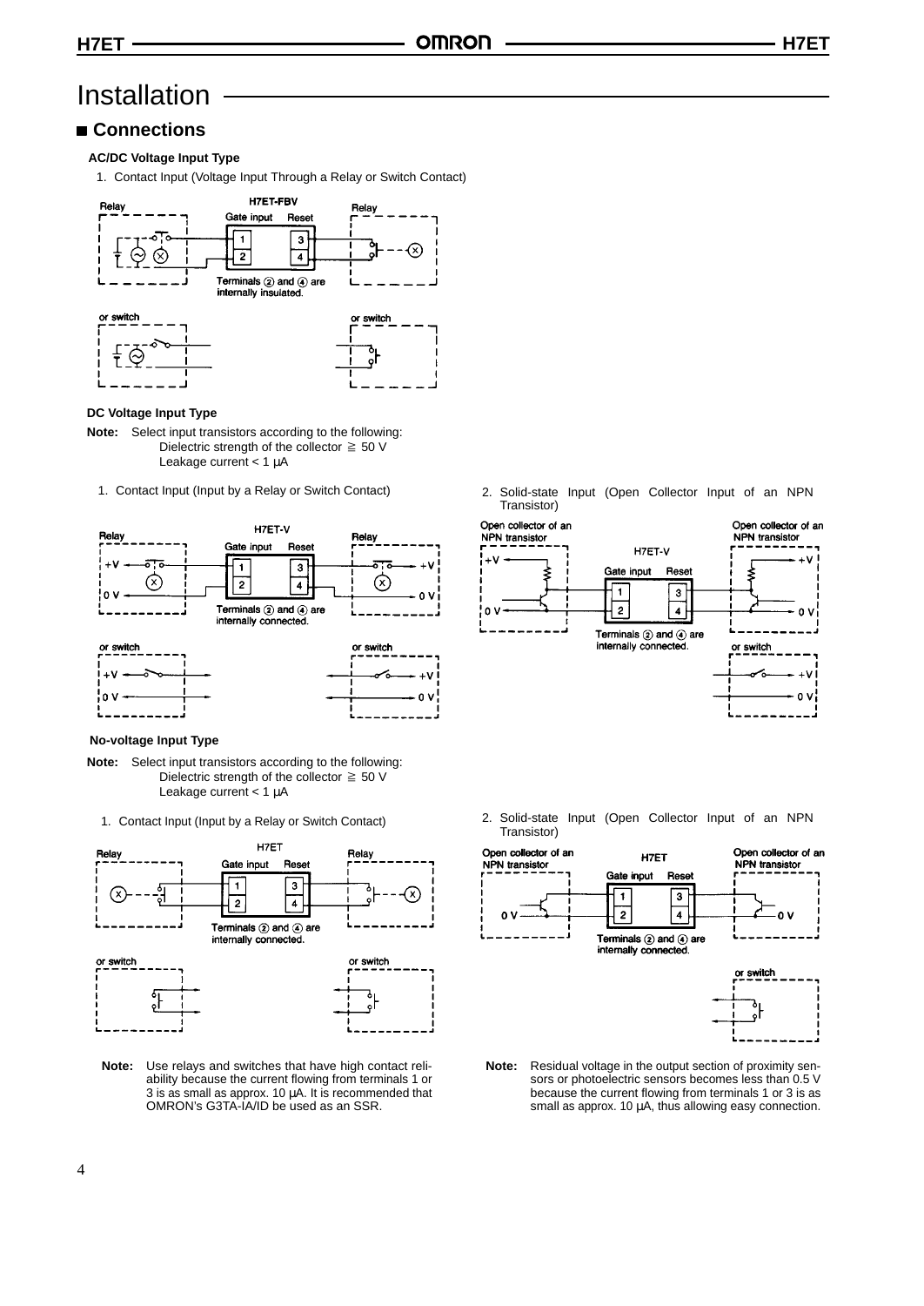# Installation

## Connections

**AC/DC Voltage Input Type**

1. Contact Input (Voltage Input Through a Relay or Switch Contact)

H7ET-FBV

Relay

Gate input

Reset

Relay

Terminals ② and ④ are internally insulated.

or switch

or switch

**DC Voltage Input Type**

**Note:** Select input transistors according to the following:
Dielectric strength of the collector ≧ 50 V
Leakage current < 1 μA

1. Contact Input (Input by a Relay or Switch Contact)

H7ET-V

Relay

Gate input

Reset

Relay

+V

0 V

Terminals ② and ④ are internally connected.

or switch

or switch

2. Solid-state Input (Open Collector Input of an NPN Transistor)

Open collector of an NPN transistor

H7ET-V

Gate input

Reset

Open collector of an NPN transistor

Terminals ② and ④ are internally connected.

or switch

**No-voltage Input Type**

**Note:** Select input transistors according to the following:
Dielectric strength of the collector ≧ 50 V
Leakage current < 1 μA

1. Contact Input (Input by a Relay or Switch Contact)

H7ET

Relay

Gate input

Reset

Relay

Terminals ② and ④ are internally connected.

or switch

or switch

**Note:** Use relays and switches that have high contact reliability because the current flowing from terminals 1 or 3 is as small as approx. 10 μA. It is recommended that OMRON's G3TA-IA/ID be used as an SSR.

2. Solid-state Input (Open Collector Input of an NPN Transistor)

Open collector of an NPN transistor

H7ET

Gate input

Reset

Open collector of an NPN transistor

0 V

Terminals ② and ④ are internally connected.

or switch

**Note:** Residual voltage in the output section of proximity sensors or photoelectric sensors becomes less than 0.5 V because the current flowing from terminals 1 or 3 is as small as approx. 10 μA, thus allowing easy connection.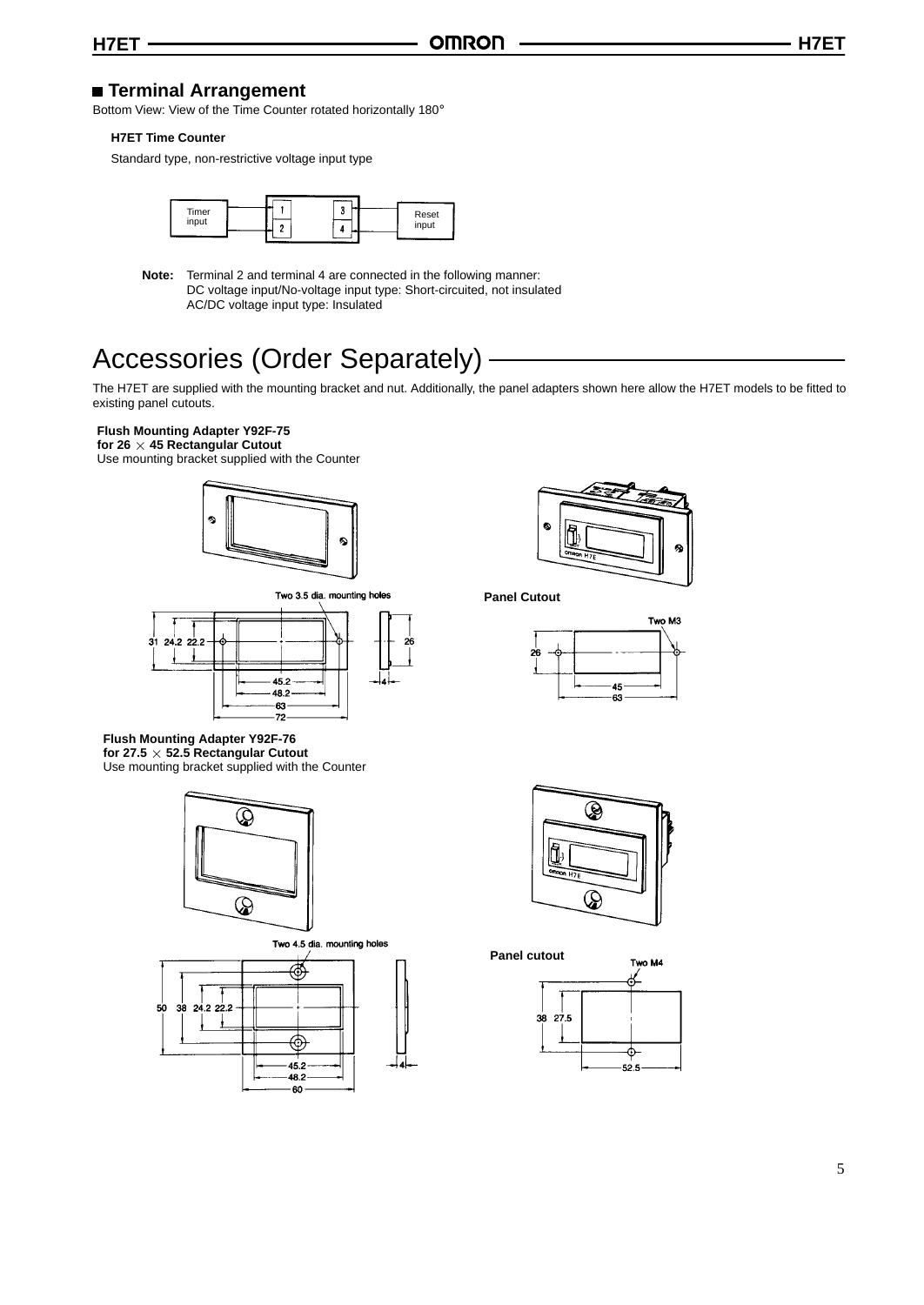## ■ Terminal Arrangement

Bottom View: View of the Time Counter rotated horizontally 180°

**H7ET Time Counter**

Standard type, non-restrictive voltage input type

Timer input
1
2
3
4
Reset input

**Note:** Terminal 2 and terminal 4 are connected in the following manner:
DC voltage input/No-voltage input type: Short-circuited, not insulated
AC/DC voltage input type: Insulated

# Accessories (Order Separately)

The H7ET are supplied with the mounting bracket and nut. Additionally, the panel adapters shown here allow the H7ET models to be fitted to existing panel cutouts.

**Flush Mounting Adapter Y92F-75**
**for 26 × 45 Rectangular Cutout**
Use mounting bracket supplied with the Counter

Two 3.5 dia. mounting holes
31
24.2
22.2
45.2
48.2
63
72
26
4

**Panel Cutout**

Two M3
26
45
63

**Flush Mounting Adapter Y92F-76**
**for 27.5 × 52.5 Rectangular Cutout**
Use mounting bracket supplied with the Counter

Two 4.5 dia. mounting holes
50
38
24.2
22.2
45.2
48.2
60
4

**Panel cutout**

Two M4
38
27.5
52.5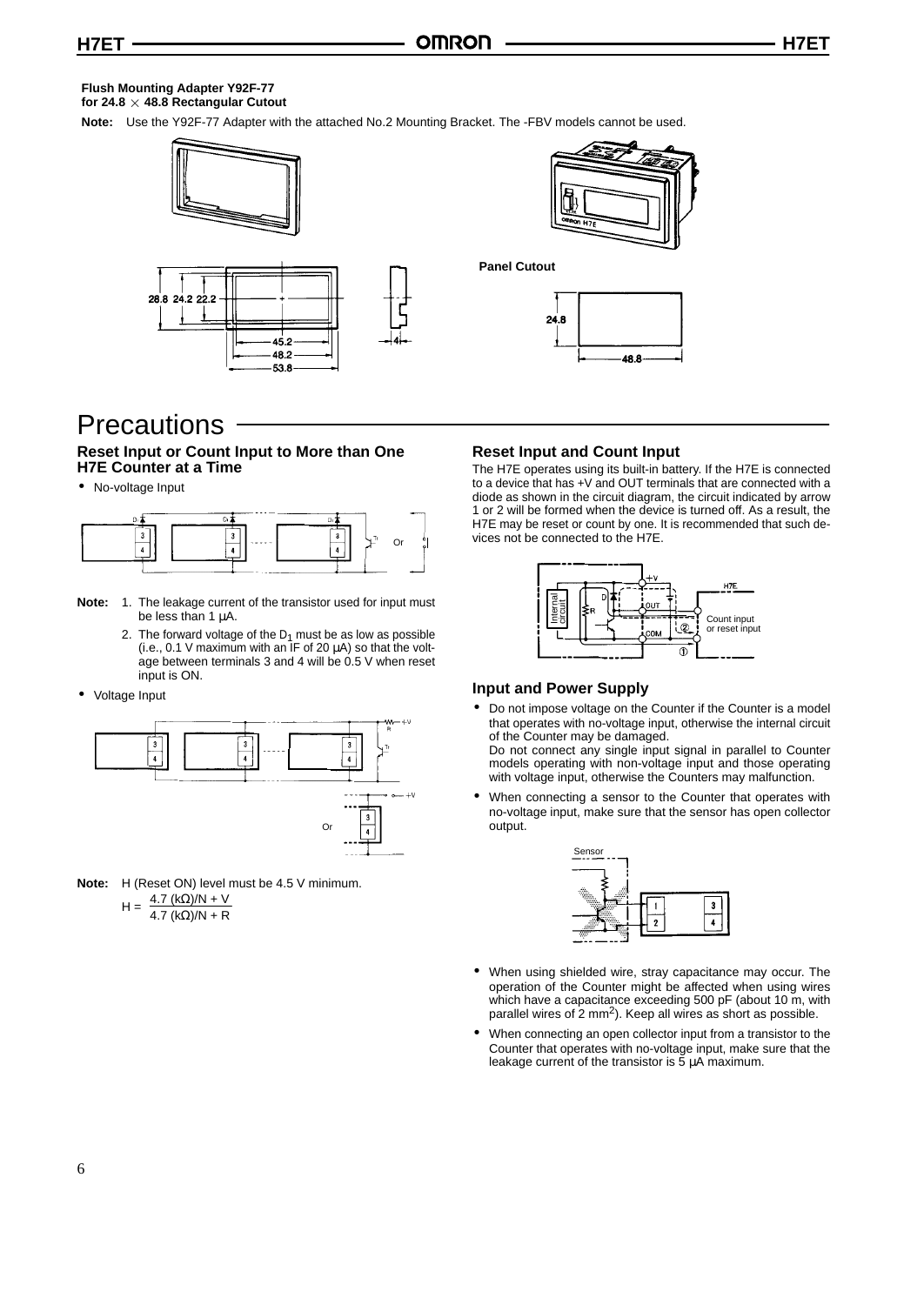**Flush Mounting Adapter Y92F-77**
**for 24.8 × 48.8 Rectangular Cutout**

**Note:** Use the Y92F-77 Adapter with the attached No.2 Mounting Bracket. The -FBV models cannot be used.

28.8 24.2 22.2

45.2
48.2
53.8

4

**Panel Cutout**

24.8

48.8

# Precautions

## Reset Input or Count Input to More than One H7E Counter at a Time

- No-voltage Input

Or

**Note:** 1. The leakage current of the transistor used for input must be less than 1 µA.

2. The forward voltage of the $D_1$ must be as low as possible (i.e., 0.1 V maximum with an IF of 20 µA) so that the voltage between terminals 3 and 4 will be 0.5 V when reset input is ON.

- Voltage Input

Or

**Note:** H (Reset ON) level must be 4.5 V minimum.

$$H = \frac{4.7\ (k\Omega)/N + V}{4.7\ (k\Omega)/N + R}$$

## Reset Input and Count Input

The H7E operates using its built-in battery. If the H7E is connected to a device that has +V and OUT terminals that are connected with a diode as shown in the circuit diagram, the circuit indicated by arrow 1 or 2 will be formed when the device is turned off. As a result, the H7E may be reset or count by one. It is recommended that such devices not be connected to the H7E.

Internal circuit
+V
OUT
COM
H7E
Count input or reset input

## Input and Power Supply

- Do not impose voltage on the Counter if the Counter is a model that operates with no-voltage input, otherwise the internal circuit of the Counter may be damaged.
  Do not connect any single input signal in parallel to Counter models operating with non-voltage input and those operating with voltage input, otherwise the Counters may malfunction.
- When connecting a sensor to the Counter that operates with no-voltage input, make sure that the sensor has open collector output.

Sensor

- When using shielded wire, stray capacitance may occur. The operation of the Counter might be affected when using wires which have a capacitance exceeding 500 pF (about 10 m, with parallel wires of 2 mm[2]). Keep all wires as short as possible.
- When connecting an open collector input from a transistor to the Counter that operates with no-voltage input, make sure that the leakage current of the transistor is 5 µA maximum.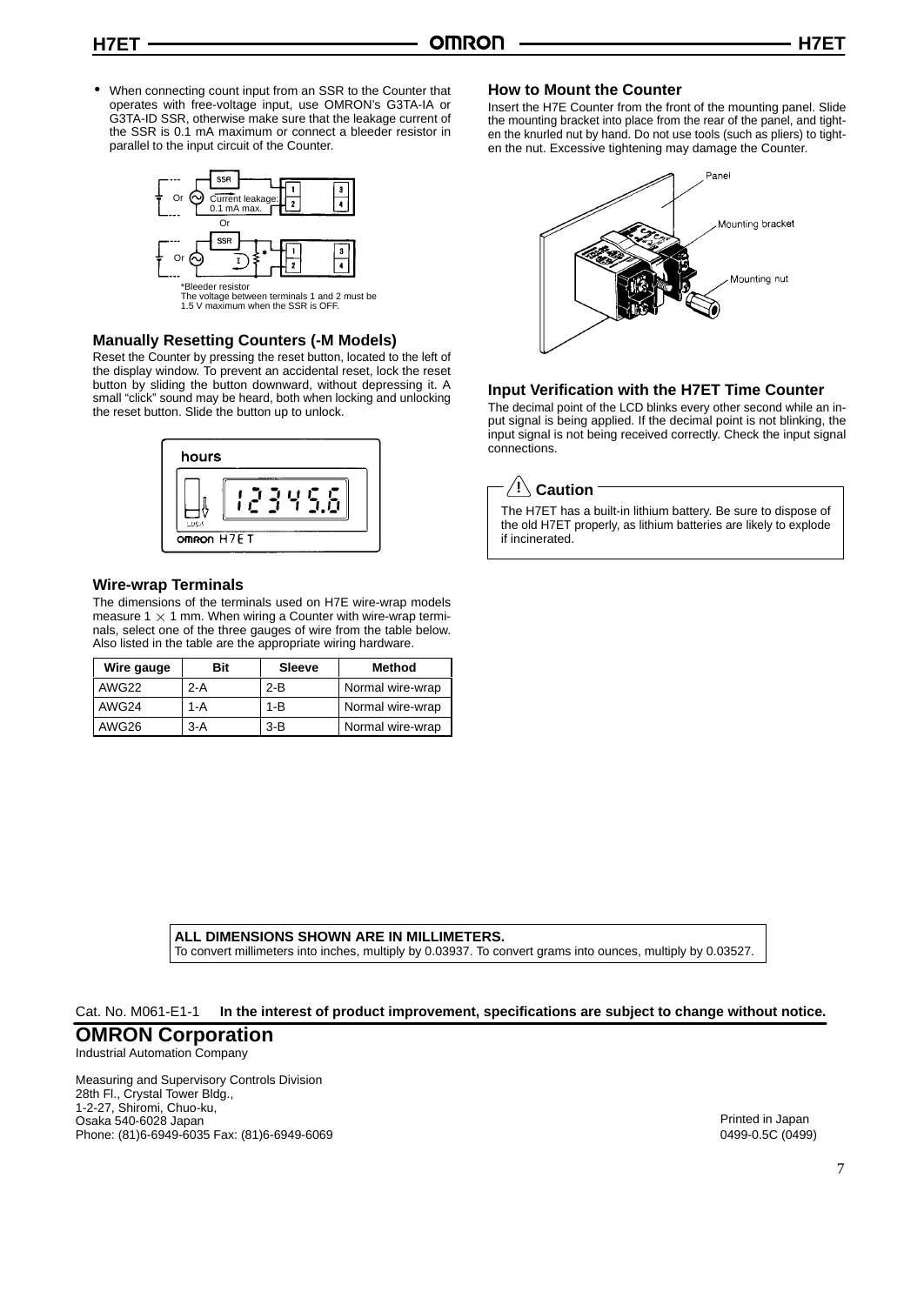- When connecting count input from an SSR to the Counter that operates with free-voltage input, use OMRON's G3TA-IA or G3TA-ID SSR, otherwise make sure that the leakage current of the SSR is 0.1 mA maximum or connect a bleeder resistor in parallel to the input circuit of the Counter.

Or
SSR
Current leakage: 0.1 mA max.
1
2
3
4
Or
Or
SSR
I
*
1
2
3
4

*Bleeder resistor
The voltage between terminals 1 and 2 must be 1.5 V maximum when the SSR is OFF.

### Manually Resetting Counters (-M Models)

Reset the Counter by pressing the reset button, located to the left of the display window. To prevent an accidental reset, lock the reset button by sliding the button downward, without depressing it. A small "click" sound may be heard, both when locking and unlocking the reset button. Slide the button up to unlock.

hours
12345.6
LOCK
omron H7ET

### Wire-wrap Terminals

The dimensions of the terminals used on H7E wire-wrap models measure 1 × 1 mm. When wiring a Counter with wire-wrap terminals, select one of the three gauges of wire from the table below. Also listed in the table are the appropriate wiring hardware.

| Wire gauge | Bit | Sleeve | Method |
|---|---|---|---|
| AWG22 | 2-A | 2-B | Normal wire-wrap |
| AWG24 | 1-A | 1-B | Normal wire-wrap |
| AWG26 | 3-A | 3-B | Normal wire-wrap |

### How to Mount the Counter

Insert the H7E Counter from the front of the mounting panel. Slide the mounting bracket into place from the rear of the panel, and tighten the knurled nut by hand. Do not use tools (such as pliers) to tighten the nut. Excessive tightening may damage the Counter.

Panel
Mounting bracket
Mounting nut

### Input Verification with the H7ET Time Counter

The decimal point of the LCD blinks every other second while an input signal is being applied. If the decimal point is not blinking, the input signal is not being received correctly. Check the input signal connections.

**⚠ Caution**

The H7ET has a built-in lithium battery. Be sure to dispose of the old H7ET properly, as lithium batteries are likely to explode if incinerated.

**ALL DIMENSIONS SHOWN ARE IN MILLIMETERS.**
To convert millimeters into inches, multiply by 0.03937. To convert grams into ounces, multiply by 0.03527.

Cat. No. M061-E1-1 **In the interest of product improvement, specifications are subject to change without notice.**

**OMRON Corporation**
Industrial Automation Company

Measuring and Supervisory Controls Division
28th Fl., Crystal Tower Bldg.,
1-2-27, Shiromi, Chuo-ku,
Osaka 540-6028 Japan
Phone: (81)6-6949-6035 Fax: (81)6-6949-6069

Printed in Japan
0499-0.5C (0499)